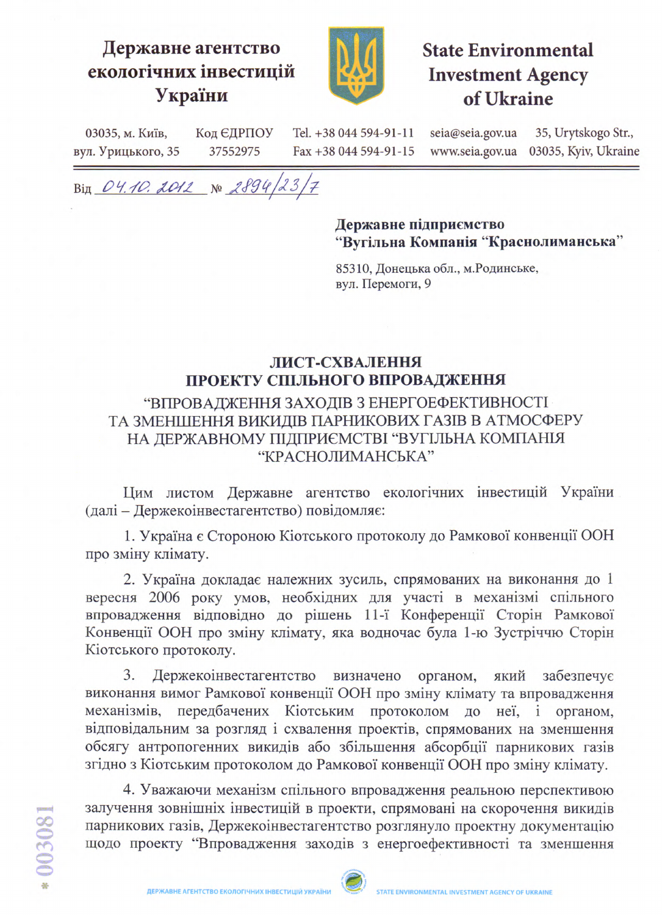**Державне агентство екологічних інвестицій України**

**State Environmental Investment Agency of Ukraine**

03035, м. Київ, вул. Урицького, 35 | Код ЄДРПОУ 37552975 | Tel. +38 044 594-91-11 Fax +38 044 594-91-15 | seia@seia.gov.ua www.seia.gov.ua | 35, Urytskogo Str., 03035, Kyiv, Ukraine

Від 04.10.2012 № 2894/23/7

**Державне підприємство**
**"Вугільна Компанія "Краснолиманська"**

85310, Донецька обл., м.Родинське,
вул. Перемоги, 9

## ЛИСТ-СХВАЛЕННЯ
## ПРОЕКТУ СПІЛЬНОГО ВПРОВАДЖЕННЯ

### "ВПРОВАДЖЕННЯ ЗАХОДІВ З ЕНЕРГОЕФЕКТИВНОСТІ ТА ЗМЕНШЕННЯ ВИКИДІВ ПАРНИКОВИХ ГАЗІВ В АТМОСФЕРУ НА ДЕРЖАВНОМУ ПІДПРИЄМСТВІ "ВУГІЛЬНА КОМПАНІЯ "КРАСНОЛИМАНСЬКА"

Цим листом Державне агентство екологічних інвестицій України (далі – Держекоінвестагентство) повідомляє:

1. Україна є Стороною Кіотського протоколу до Рамкової конвенції ООН про зміну клімату.

2. Україна докладає належних зусиль, спрямованих на виконання до 1 вересня 2006 року умов, необхідних для участі в механізмі спільного впровадження відповідно до рішень 11-ї Конференції Сторін Рамкової Конвенції ООН про зміну клімату, яка водночас була 1-ю Зустріччю Сторін Кіотського протоколу.

3. Держекоінвестагентство визначено органом, який забезпечує виконання вимог Рамкової конвенції ООН про зміну клімату та впровадження механізмів, передбачених Кіотським протоколом до неї, і органом, відповідальним за розгляд і схвалення проектів, спрямованих на зменшення обсягу антропогенних викидів або збільшення абсорбції парникових газів згідно з Кіотським протоколом до Рамкової конвенції ООН про зміну клімату.

4. Уважаючи механізм спільного впровадження реальною перспективою залучення зовнішніх інвестицій в проекти, спрямовані на скорочення викидів парникових газів, Держекоінвестагентство розглянуло проектну документацію щодо проекту "Впровадження заходів з енергоефективності та зменшення

*003081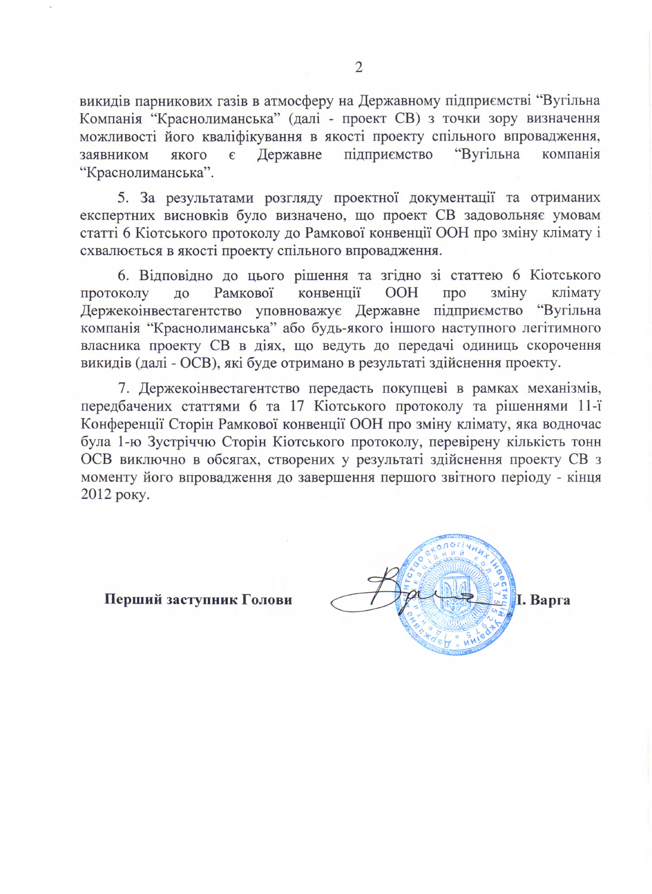викидів парникових газів в атмосферу на Державному підприємстві "Вугільна Компанія "Краснолиманська" (далі - проект СВ) з точки зору визначення можливості його кваліфікування в якості проекту спільного впровадження, заявником якого є Державне підприємство "Вугільна компанія "Краснолиманська".

5. За результатами розгляду проектної документації та отриманих експертних висновків було визначено, що проект СВ задовольняє умовам статті 6 Кіотського протоколу до Рамкової конвенції ООН про зміну клімату і схвалюється в якості проекту спільного впровадження.

6. Відповідно до цього рішення та згідно зі статтею 6 Кіотського протоколу до Рамкової конвенції ООН про зміну клімату Держекоінвестагентство уповноважує Державне підприємство "Вугільна компанія "Краснолиманська" або будь-якого іншого наступного легітимного власника проекту СВ в діях, що ведуть до передачі одиниць скорочення викидів (далі - ОСВ), які буде отримано в результаті здійснення проекту.

7. Держекоінвестагентство передасть покупцеві в рамках механізмів, передбачених статтями 6 та 17 Кіотського протоколу та рішеннями 11-ї Конференції Сторін Рамкової конвенції ООН про зміну клімату, яка водночас була 1-ю Зустріччю Сторін Кіотського протоколу, перевірену кількість тонн ОСВ виключно в обсягах, створених у результаті здійснення проекту СВ з моменту його впровадження до завершення першого звітного періоду - кінця 2012 року.

**Перший заступник Голови** **І. Варга**